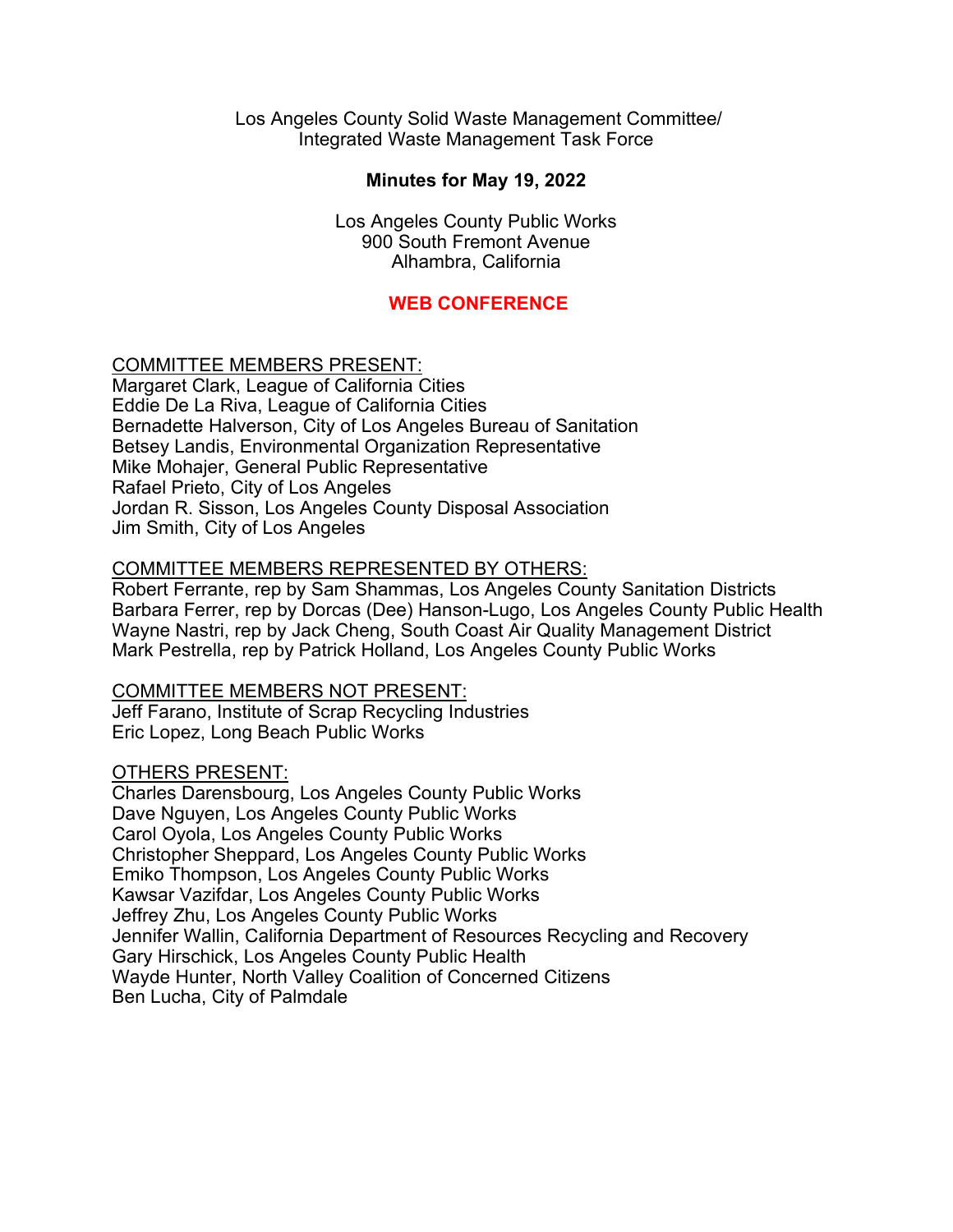Los Angeles County Solid Waste Management Committee/
Integrated Waste Management Task Force

**Minutes for May 19, 2022**

Los Angeles County Public Works
900 South Fremont Avenue
Alhambra, California

**WEB CONFERENCE**

COMMITTEE MEMBERS PRESENT:
Margaret Clark, League of California Cities
Eddie De La Riva, League of California Cities
Bernadette Halverson, City of Los Angeles Bureau of Sanitation
Betsey Landis, Environmental Organization Representative
Mike Mohajer, General Public Representative
Rafael Prieto, City of Los Angeles
Jordan R. Sisson, Los Angeles County Disposal Association
Jim Smith, City of Los Angeles

COMMITTEE MEMBERS REPRESENTED BY OTHERS:
Robert Ferrante, rep by Sam Shammas, Los Angeles County Sanitation Districts
Barbara Ferrer, rep by Dorcas (Dee) Hanson-Lugo, Los Angeles County Public Health
Wayne Nastri, rep by Jack Cheng, South Coast Air Quality Management District
Mark Pestrella, rep by Patrick Holland, Los Angeles County Public Works

COMMITTEE MEMBERS NOT PRESENT:
Jeff Farano, Institute of Scrap Recycling Industries
Eric Lopez, Long Beach Public Works

OTHERS PRESENT:
Charles Darensbourg, Los Angeles County Public Works
Dave Nguyen, Los Angeles County Public Works
Carol Oyola, Los Angeles County Public Works
Christopher Sheppard, Los Angeles County Public Works
Emiko Thompson, Los Angeles County Public Works
Kawsar Vazifdar, Los Angeles County Public Works
Jeffrey Zhu, Los Angeles County Public Works
Jennifer Wallin, California Department of Resources Recycling and Recovery
Gary Hirschick, Los Angeles County Public Health
Wayde Hunter, North Valley Coalition of Concerned Citizens
Ben Lucha, City of Palmdale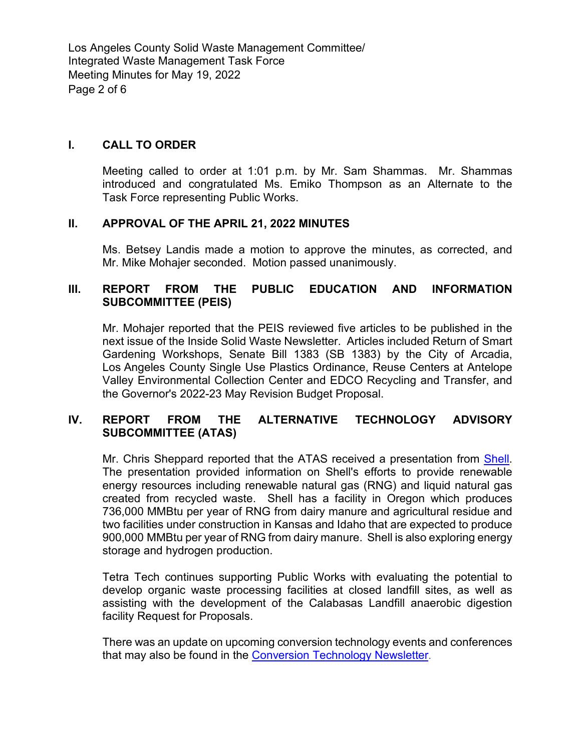## I. CALL TO ORDER

Meeting called to order at 1:01 p.m. by Mr. Sam Shammas. Mr. Shammas introduced and congratulated Ms. Emiko Thompson as an Alternate to the Task Force representing Public Works.

## II. APPROVAL OF THE APRIL 21, 2022 MINUTES

Ms. Betsey Landis made a motion to approve the minutes, as corrected, and Mr. Mike Mohajer seconded. Motion passed unanimously.

## III. REPORT FROM THE PUBLIC EDUCATION AND INFORMATION SUBCOMMITTEE (PEIS)

Mr. Mohajer reported that the PEIS reviewed five articles to be published in the next issue of the Inside Solid Waste Newsletter. Articles included Return of Smart Gardening Workshops, Senate Bill 1383 (SB 1383) by the City of Arcadia, Los Angeles County Single Use Plastics Ordinance, Reuse Centers at Antelope Valley Environmental Collection Center and EDCO Recycling and Transfer, and the Governor's 2022-23 May Revision Budget Proposal.

## IV. REPORT FROM THE ALTERNATIVE TECHNOLOGY ADVISORY SUBCOMMITTEE (ATAS)

Mr. Chris Sheppard reported that the ATAS received a presentation from Shell. The presentation provided information on Shell's efforts to provide renewable energy resources including renewable natural gas (RNG) and liquid natural gas created from recycled waste. Shell has a facility in Oregon which produces 736,000 MMBtu per year of RNG from dairy manure and agricultural residue and two facilities under construction in Kansas and Idaho that are expected to produce 900,000 MMBtu per year of RNG from dairy manure. Shell is also exploring energy storage and hydrogen production.

Tetra Tech continues supporting Public Works with evaluating the potential to develop organic waste processing facilities at closed landfill sites, as well as assisting with the development of the Calabasas Landfill anaerobic digestion facility Request for Proposals.

There was an update on upcoming conversion technology events and conferences that may also be found in the Conversion Technology Newsletter.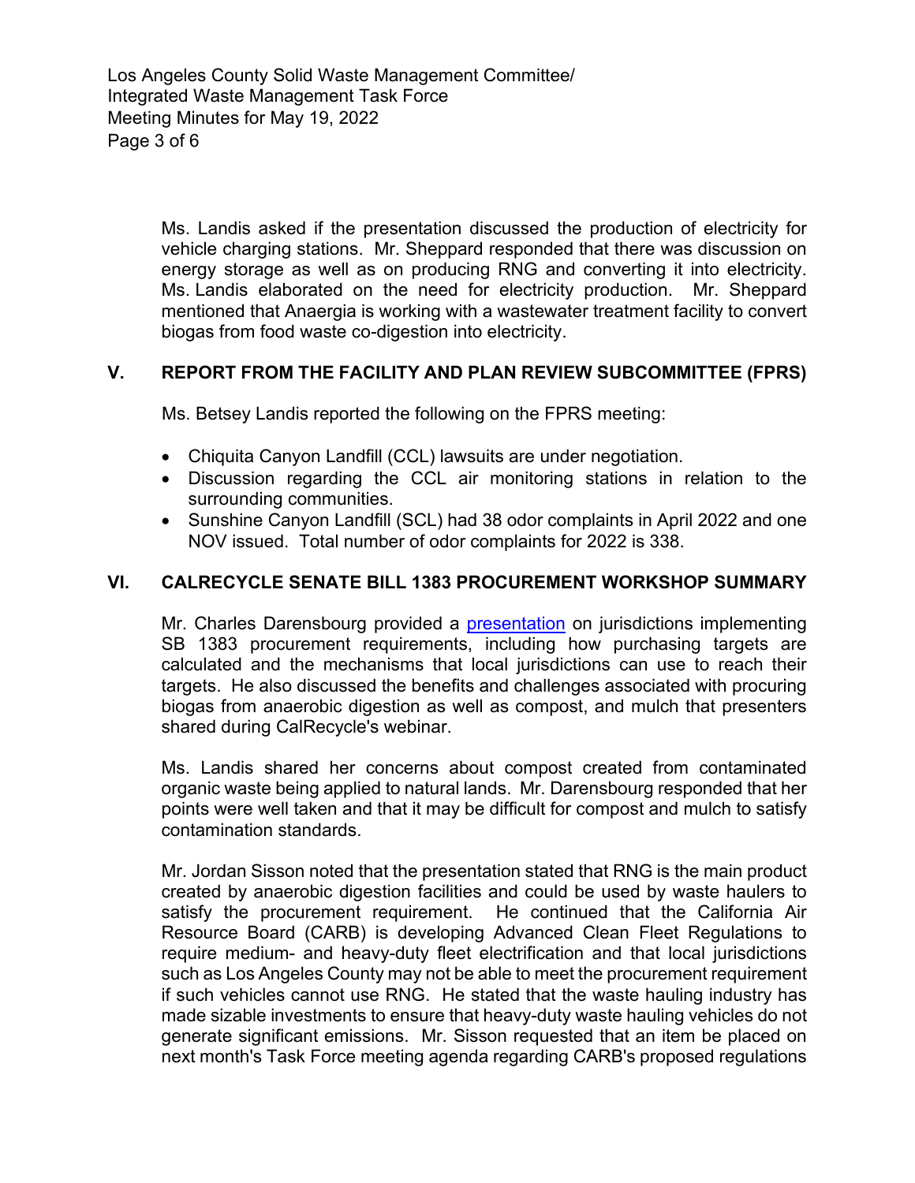Ms. Landis asked if the presentation discussed the production of electricity for vehicle charging stations. Mr. Sheppard responded that there was discussion on energy storage as well as on producing RNG and converting it into electricity. Ms. Landis elaborated on the need for electricity production. Mr. Sheppard mentioned that Anaergia is working with a wastewater treatment facility to convert biogas from food waste co-digestion into electricity.

## V. REPORT FROM THE FACILITY AND PLAN REVIEW SUBCOMMITTEE (FPRS)

Ms. Betsey Landis reported the following on the FPRS meeting:

- Chiquita Canyon Landfill (CCL) lawsuits are under negotiation.
- Discussion regarding the CCL air monitoring stations in relation to the surrounding communities.
- Sunshine Canyon Landfill (SCL) had 38 odor complaints in April 2022 and one NOV issued. Total number of odor complaints for 2022 is 338.

## VI. CALRECYCLE SENATE BILL 1383 PROCUREMENT WORKSHOP SUMMARY

Mr. Charles Darensbourg provided a presentation on jurisdictions implementing SB 1383 procurement requirements, including how purchasing targets are calculated and the mechanisms that local jurisdictions can use to reach their targets. He also discussed the benefits and challenges associated with procuring biogas from anaerobic digestion as well as compost, and mulch that presenters shared during CalRecycle's webinar.

Ms. Landis shared her concerns about compost created from contaminated organic waste being applied to natural lands. Mr. Darensbourg responded that her points were well taken and that it may be difficult for compost and mulch to satisfy contamination standards.

Mr. Jordan Sisson noted that the presentation stated that RNG is the main product created by anaerobic digestion facilities and could be used by waste haulers to satisfy the procurement requirement. He continued that the California Air Resource Board (CARB) is developing Advanced Clean Fleet Regulations to require medium- and heavy-duty fleet electrification and that local jurisdictions such as Los Angeles County may not be able to meet the procurement requirement if such vehicles cannot use RNG. He stated that the waste hauling industry has made sizable investments to ensure that heavy-duty waste hauling vehicles do not generate significant emissions. Mr. Sisson requested that an item be placed on next month's Task Force meeting agenda regarding CARB's proposed regulations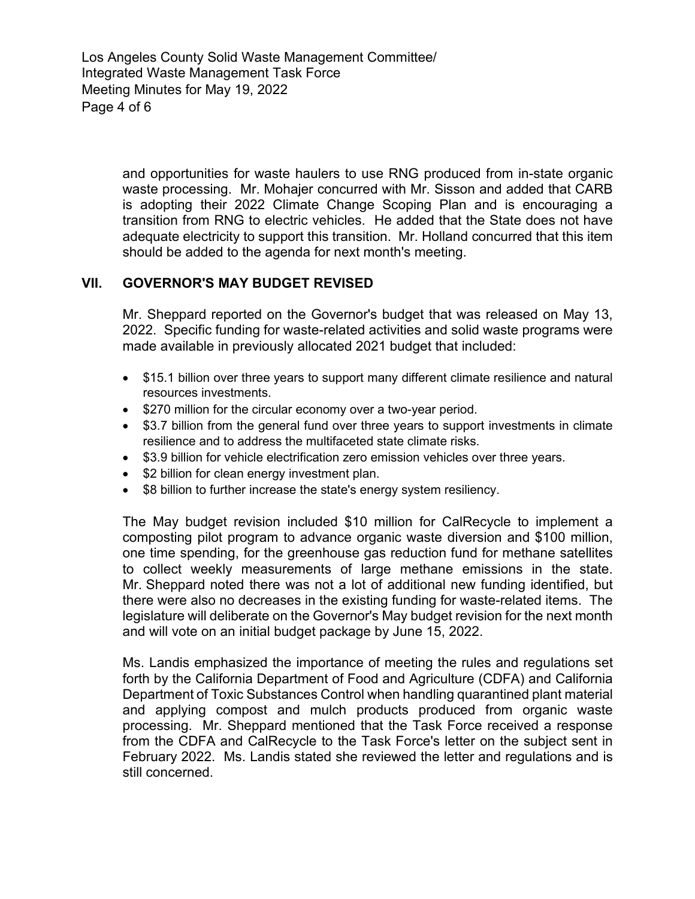and opportunities for waste haulers to use RNG produced from in-state organic waste processing. Mr. Mohajer concurred with Mr. Sisson and added that CARB is adopting their 2022 Climate Change Scoping Plan and is encouraging a transition from RNG to electric vehicles. He added that the State does not have adequate electricity to support this transition. Mr. Holland concurred that this item should be added to the agenda for next month's meeting.

## VII. GOVERNOR'S MAY BUDGET REVISED

Mr. Sheppard reported on the Governor's budget that was released on May 13, 2022. Specific funding for waste-related activities and solid waste programs were made available in previously allocated 2021 budget that included:

- $15.1 billion over three years to support many different climate resilience and natural resources investments.
- $270 million for the circular economy over a two-year period.
- $3.7 billion from the general fund over three years to support investments in climate resilience and to address the multifaceted state climate risks.
- $3.9 billion for vehicle electrification zero emission vehicles over three years.
- $2 billion for clean energy investment plan.
- $8 billion to further increase the state's energy system resiliency.

The May budget revision included $10 million for CalRecycle to implement a composting pilot program to advance organic waste diversion and $100 million, one time spending, for the greenhouse gas reduction fund for methane satellites to collect weekly measurements of large methane emissions in the state. Mr. Sheppard noted there was not a lot of additional new funding identified, but there were also no decreases in the existing funding for waste-related items. The legislature will deliberate on the Governor's May budget revision for the next month and will vote on an initial budget package by June 15, 2022.

Ms. Landis emphasized the importance of meeting the rules and regulations set forth by the California Department of Food and Agriculture (CDFA) and California Department of Toxic Substances Control when handling quarantined plant material and applying compost and mulch products produced from organic waste processing. Mr. Sheppard mentioned that the Task Force received a response from the CDFA and CalRecycle to the Task Force's letter on the subject sent in February 2022. Ms. Landis stated she reviewed the letter and regulations and is still concerned.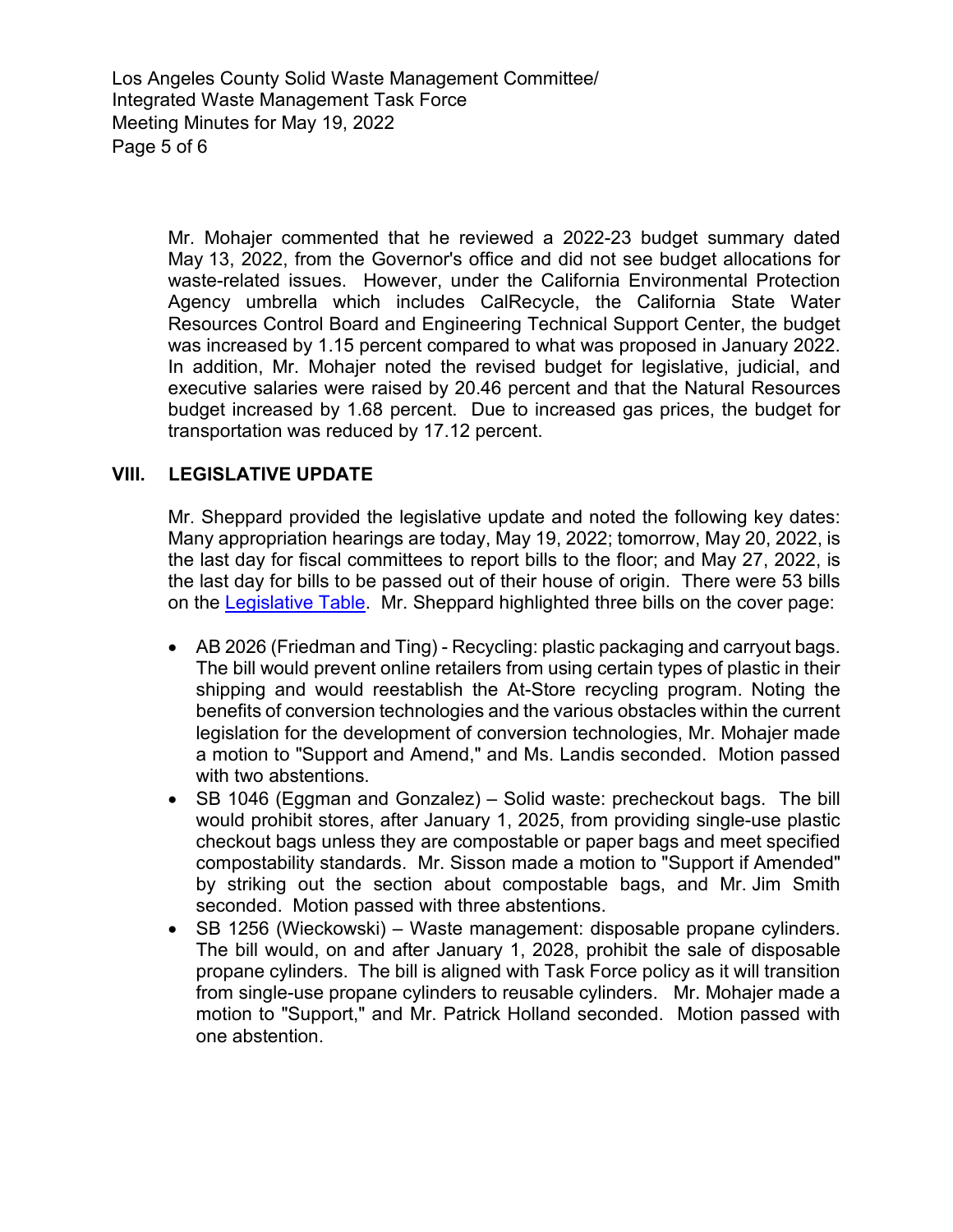Mr. Mohajer commented that he reviewed a 2022-23 budget summary dated May 13, 2022, from the Governor's office and did not see budget allocations for waste-related issues. However, under the California Environmental Protection Agency umbrella which includes CalRecycle, the California State Water Resources Control Board and Engineering Technical Support Center, the budget was increased by 1.15 percent compared to what was proposed in January 2022. In addition, Mr. Mohajer noted the revised budget for legislative, judicial, and executive salaries were raised by 20.46 percent and that the Natural Resources budget increased by 1.68 percent. Due to increased gas prices, the budget for transportation was reduced by 17.12 percent.

## VIII. LEGISLATIVE UPDATE

Mr. Sheppard provided the legislative update and noted the following key dates: Many appropriation hearings are today, May 19, 2022; tomorrow, May 20, 2022, is the last day for fiscal committees to report bills to the floor; and May 27, 2022, is the last day for bills to be passed out of their house of origin. There were 53 bills on the Legislative Table. Mr. Sheppard highlighted three bills on the cover page:

- AB 2026 (Friedman and Ting) - Recycling: plastic packaging and carryout bags. The bill would prevent online retailers from using certain types of plastic in their shipping and would reestablish the At-Store recycling program. Noting the benefits of conversion technologies and the various obstacles within the current legislation for the development of conversion technologies, Mr. Mohajer made a motion to "Support and Amend," and Ms. Landis seconded. Motion passed with two abstentions.
- SB 1046 (Eggman and Gonzalez) – Solid waste: precheckout bags. The bill would prohibit stores, after January 1, 2025, from providing single-use plastic checkout bags unless they are compostable or paper bags and meet specified compostability standards. Mr. Sisson made a motion to "Support if Amended" by striking out the section about compostable bags, and Mr. Jim Smith seconded. Motion passed with three abstentions.
- SB 1256 (Wieckowski) – Waste management: disposable propane cylinders. The bill would, on and after January 1, 2028, prohibit the sale of disposable propane cylinders. The bill is aligned with Task Force policy as it will transition from single-use propane cylinders to reusable cylinders. Mr. Mohajer made a motion to "Support," and Mr. Patrick Holland seconded. Motion passed with one abstention.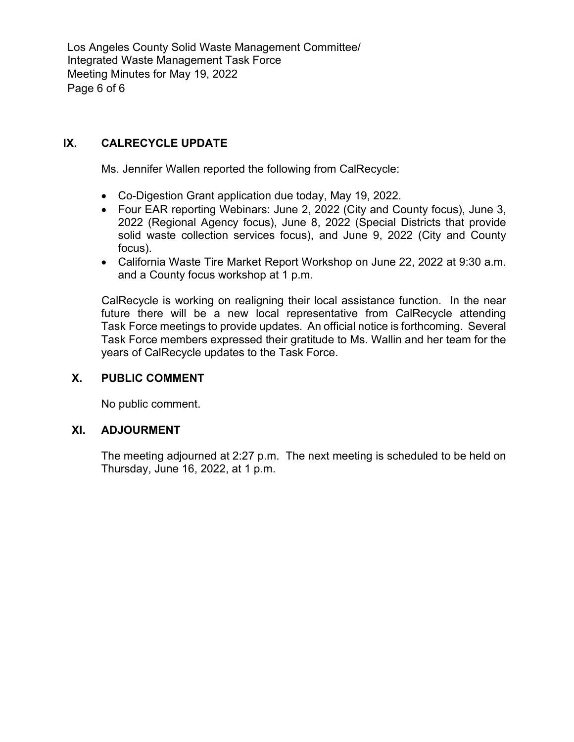## IX. CALRECYCLE UPDATE

Ms. Jennifer Wallen reported the following from CalRecycle:

- Co-Digestion Grant application due today, May 19, 2022.
- Four EAR reporting Webinars: June 2, 2022 (City and County focus), June 3, 2022 (Regional Agency focus), June 8, 2022 (Special Districts that provide solid waste collection services focus), and June 9, 2022 (City and County focus).
- California Waste Tire Market Report Workshop on June 22, 2022 at 9:30 a.m. and a County focus workshop at 1 p.m.

CalRecycle is working on realigning their local assistance function. In the near future there will be a new local representative from CalRecycle attending Task Force meetings to provide updates. An official notice is forthcoming. Several Task Force members expressed their gratitude to Ms. Wallin and her team for the years of CalRecycle updates to the Task Force.

## X. PUBLIC COMMENT

No public comment.

## XI. ADJOURMENT

The meeting adjourned at 2:27 p.m. The next meeting is scheduled to be held on Thursday, June 16, 2022, at 1 p.m.